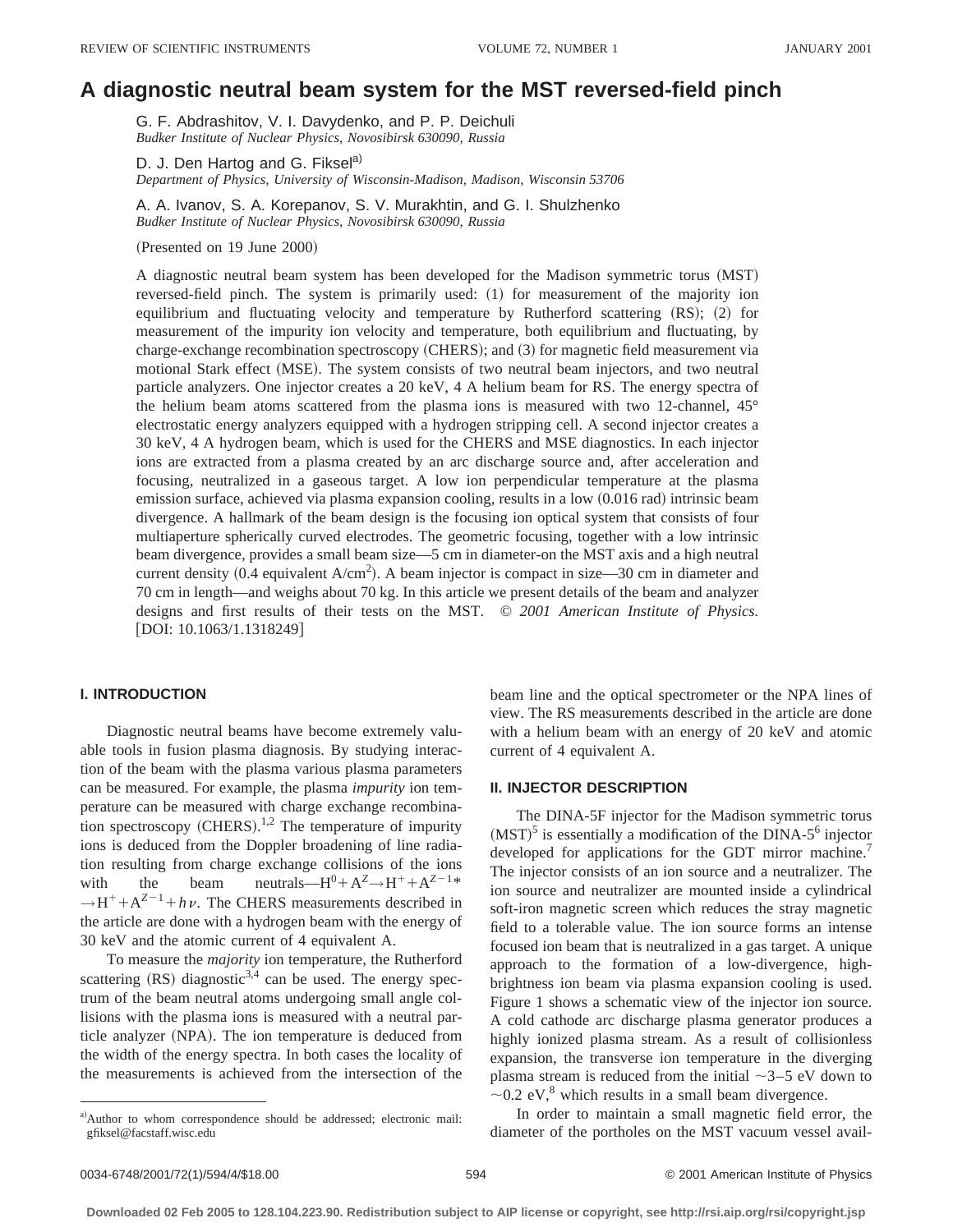# A diagnostic neutral beam system for the MST reversed-field pinch

G. F. Abdrashitov, V. I. Davydenko, and P. P. Deichuli
*Budker Institute of Nuclear Physics, Novosibirsk 630090, Russia*

D. J. Den Hartog and G. Fiksel[a)]
*Department of Physics, University of Wisconsin-Madison, Madison, Wisconsin 53706*

A. A. Ivanov, S. A. Korepanov, S. V. Murakhtin, and G. I. Shulzhenko
*Budker Institute of Nuclear Physics, Novosibirsk 630090, Russia*

(Presented on 19 June 2000)

A diagnostic neutral beam system has been developed for the Madison symmetric torus (MST) reversed-field pinch. The system is primarily used: (1) for measurement of the majority ion equilibrium and fluctuating velocity and temperature by Rutherford scattering (RS); (2) for measurement of the impurity ion velocity and temperature, both equilibrium and fluctuating, by charge-exchange recombination spectroscopy (CHERS); and (3) for magnetic field measurement via motional Stark effect (MSE). The system consists of two neutral beam injectors, and two neutral particle analyzers. One injector creates a 20 keV, 4 A helium beam for RS. The energy spectra of the helium beam atoms scattered from the plasma ions is measured with two 12-channel, 45° electrostatic energy analyzers equipped with a hydrogen stripping cell. A second injector creates a 30 keV, 4 A hydrogen beam, which is used for the CHERS and MSE diagnostics. In each injector ions are extracted from a plasma created by an arc discharge source and, after acceleration and focusing, neutralized in a gaseous target. A low ion perpendicular temperature at the plasma emission surface, achieved via plasma expansion cooling, results in a low (0.016 rad) intrinsic beam divergence. A hallmark of the beam design is the focusing ion optical system that consists of four multiaperture spherically curved electrodes. The geometric focusing, together with a low intrinsic beam divergence, provides a small beam size—5 cm in diameter-on the MST axis and a high neutral current density (0.4 equivalent A/cm$^2$). A beam injector is compact in size—30 cm in diameter and 70 cm in length—and weighs about 70 kg. In this article we present details of the beam and analyzer designs and first results of their tests on the MST. © *2001 American Institute of Physics.* [DOI: 10.1063/1.1318249]

## I. INTRODUCTION

Diagnostic neutral beams have become extremely valuable tools in fusion plasma diagnosis. By studying interaction of the beam with the plasma various plasma parameters can be measured. For example, the plasma *impurity* ion temperature can be measured with charge exchange recombination spectroscopy (CHERS).[1,2] The temperature of impurity ions is deduced from the Doppler broadening of line radiation resulting from charge exchange collisions of the ions with the beam neutrals—$H^0 + A^Z \rightarrow H^+ + A^{Z-1*} \rightarrow H^+ + A^{Z-1} + h\nu$. The CHERS measurements described in the article are done with a hydrogen beam with the energy of 30 keV and the atomic current of 4 equivalent A.

To measure the *majority* ion temperature, the Rutherford scattering (RS) diagnostic[3,4] can be used. The energy spectrum of the beam neutral atoms undergoing small angle collisions with the plasma ions is measured with a neutral particle analyzer (NPA). The ion temperature is deduced from the width of the energy spectra. In both cases the locality of the measurements is achieved from the intersection of the beam line and the optical spectrometer or the NPA lines of view. The RS measurements described in the article are done with a helium beam with an energy of 20 keV and atomic current of 4 equivalent A.

## II. INJECTOR DESCRIPTION

The DINA-5F injector for the Madison symmetric torus (MST)[5] is essentially a modification of the DINA-5[6] injector developed for applications for the GDT mirror machine.[7] The injector consists of an ion source and a neutralizer. The ion source and neutralizer are mounted inside a cylindrical soft-iron magnetic screen which reduces the stray magnetic field to a tolerable value. The ion source forms an intense focused ion beam that is neutralized in a gas target. A unique approach to the formation of a low-divergence, high-brightness ion beam via plasma expansion cooling is used. Figure 1 shows a schematic view of the injector ion source. A cold cathode arc discharge plasma generator produces a highly ionized plasma stream. As a result of collisionless expansion, the transverse ion temperature in the diverging plasma stream is reduced from the initial ~3–5 eV down to ~0.2 eV,[8] which results in a small beam divergence.

In order to maintain a small magnetic field error, the diameter of the portholes on the MST vacuum vessel avail-

[a)]Author to whom correspondence should be addressed; electronic mail: gfiksel@facstaff.wisc.edu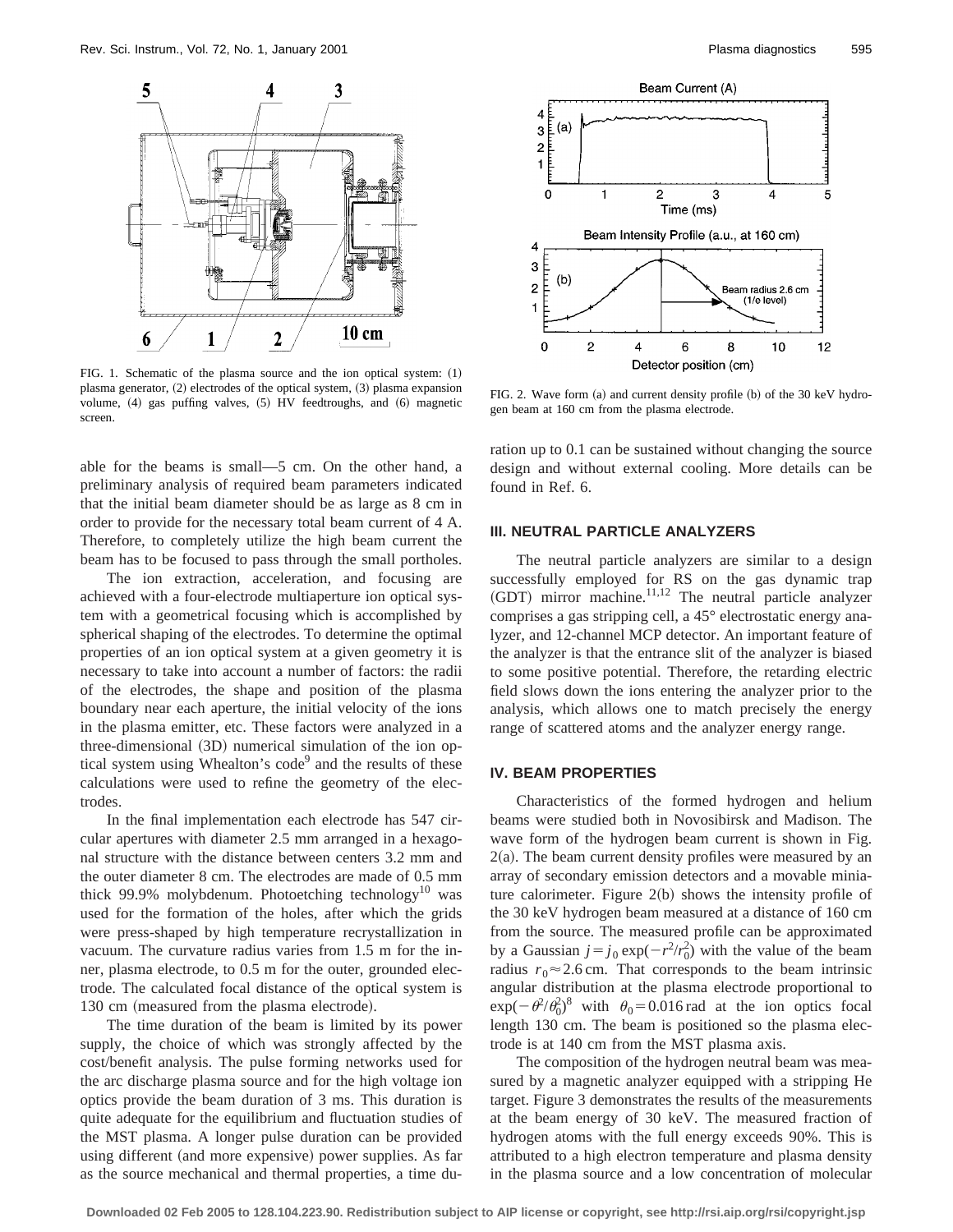FIG. 1. Schematic of the plasma source and the ion optical system: (1) plasma generator, (2) electrodes of the optical system, (3) plasma expansion volume, (4) gas puffing valves, (5) HV feedtroughs, and (6) magnetic screen.

FIG. 2. Wave form (a) and current density profile (b) of the 30 keV hydrogen beam at 160 cm from the plasma electrode.

able for the beams is small—5 cm. On the other hand, a preliminary analysis of required beam parameters indicated that the initial beam diameter should be as large as 8 cm in order to provide for the necessary total beam current of 4 A. Therefore, to completely utilize the high beam current the beam has to be focused to pass through the small portholes.

The ion extraction, acceleration, and focusing are achieved with a four-electrode multiaperture ion optical system with a geometrical focusing which is accomplished by spherical shaping of the electrodes. To determine the optimal properties of an ion optical system at a given geometry it is necessary to take into account a number of factors: the radii of the electrodes, the shape and position of the plasma boundary near each aperture, the initial velocity of the ions in the plasma emitter, etc. These factors were analyzed in a three-dimensional (3D) numerical simulation of the ion optical system using Whealton's code[9] and the results of these calculations were used to refine the geometry of the electrodes.

In the final implementation each electrode has 547 circular apertures with diameter 2.5 mm arranged in a hexagonal structure with the distance between centers 3.2 mm and the outer diameter 8 cm. The electrodes are made of 0.5 mm thick 99.9% molybdenum. Photoetching technology[10] was used for the formation of the holes, after which the grids were press-shaped by high temperature recrystallization in vacuum. The curvature radius varies from 1.5 m for the inner, plasma electrode, to 0.5 m for the outer, grounded electrode. The calculated focal distance of the optical system is 130 cm (measured from the plasma electrode).

The time duration of the beam is limited by its power supply, the choice of which was strongly affected by the cost/benefit analysis. The pulse forming networks used for the arc discharge plasma source and for the high voltage ion optics provide the beam duration of 3 ms. This duration is quite adequate for the equilibrium and fluctuation studies of the MST plasma. A longer pulse duration can be provided using different (and more expensive) power supplies. As far as the source mechanical and thermal properties, a time duration up to 0.1 can be sustained without changing the source design and without external cooling. More details can be found in Ref. 6.

## III. NEUTRAL PARTICLE ANALYZERS

The neutral particle analyzers are similar to a design successfully employed for RS on the gas dynamic trap (GDT) mirror machine.[11,12] The neutral particle analyzer comprises a gas stripping cell, a 45° electrostatic energy analyzer, and 12-channel MCP detector. An important feature of the analyzer is that the entrance slit of the analyzer is biased to some positive potential. Therefore, the retarding electric field slows down the ions entering the analyzer prior to the analysis, which allows one to match precisely the energy range of scattered atoms and the analyzer energy range.

## IV. BEAM PROPERTIES

Characteristics of the formed hydrogen and helium beams were studied both in Novosibirsk and Madison. The wave form of the hydrogen beam current is shown in Fig. 2(a). The beam current density profiles were measured by an array of secondary emission detectors and a movable miniature calorimeter. Figure 2(b) shows the intensity profile of the 30 keV hydrogen beam measured at a distance of 160 cm from the source. The measured profile can be approximated by a Gaussian $j = j_0 \exp(-r^2/r_0^2)$ with the value of the beam radius $r_0 \approx 2.6$ cm. That corresponds to the beam intrinsic angular distribution at the plasma electrode proportional to $\exp(-\theta^2/\theta_0^2)^8$ with $\theta_0 = 0.016$ rad at the ion optics focal length 130 cm. The beam is positioned so the plasma electrode is at 140 cm from the MST plasma axis.

The composition of the hydrogen neutral beam was measured by a magnetic analyzer equipped with a stripping He target. Figure 3 demonstrates the results of the measurements at the beam energy of 30 keV. The measured fraction of hydrogen atoms with the full energy exceeds 90%. This is attributed to a high electron temperature and plasma density in the plasma source and a low concentration of molecular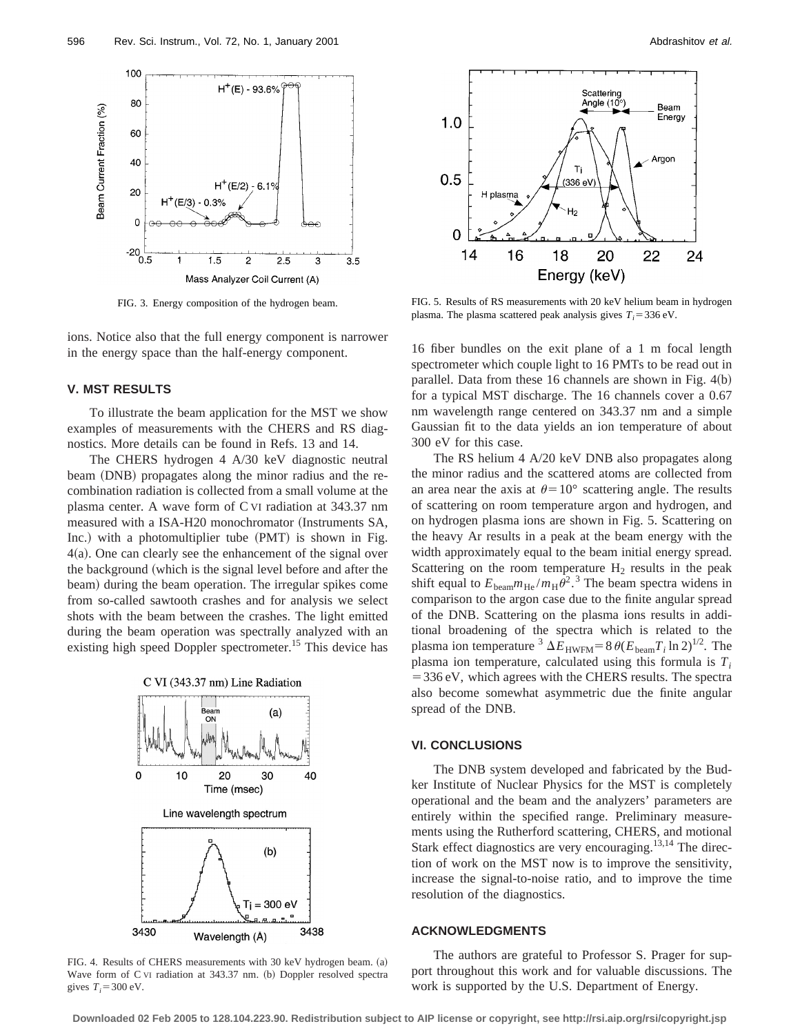FIG. 3. Energy composition of the hydrogen beam.

FIG. 5. Results of RS measurements with 20 keV helium beam in hydrogen plasma. The plasma scattered peak analysis gives $T_i = 336$ eV.

ions. Notice also that the full energy component is narrower in the energy space than the half-energy component.

## V. MST RESULTS

To illustrate the beam application for the MST we show examples of measurements with the CHERS and RS diagnostics. More details can be found in Refs. 13 and 14.

The CHERS hydrogen 4 A/30 keV diagnostic neutral beam (DNB) propagates along the minor radius and the recombination radiation is collected from a small volume at the plasma center. A wave form of C VI radiation at 343.37 nm measured with a ISA-H20 monochromator (Instruments SA, Inc.) with a photomultiplier tube (PMT) is shown in Fig. 4(a). One can clearly see the enhancement of the signal over the background (which is the signal level before and after the beam) during the beam operation. The irregular spikes come from so-called sawtooth crashes and for analysis we select shots with the beam between the crashes. The light emitted during the beam operation was spectrally analyzed with an existing high speed Doppler spectrometer.[15] This device has 16 fiber bundles on the exit plane of a 1 m focal length spectrometer which couple light to 16 PMTs to be read out in parallel. Data from these 16 channels are shown in Fig. 4(b) for a typical MST discharge. The 16 channels cover a 0.67 nm wavelength range centered on 343.37 nm and a simple Gaussian fit to the data yields an ion temperature of about 300 eV for this case.

FIG. 4. Results of CHERS measurements with 30 keV hydrogen beam. (a) Wave form of C VI radiation at 343.37 nm. (b) Doppler resolved spectra gives $T_i = 300$ eV.

The RS helium 4 A/20 keV DNB also propagates along the minor radius and the scattered atoms are collected from an area near the axis at $\theta = 10°$ scattering angle. The results of scattering on room temperature argon and hydrogen, and on hydrogen plasma ions are shown in Fig. 5. Scattering on the heavy Ar results in a peak at the beam energy with the width approximately equal to the beam initial energy spread. Scattering on the room temperature $H_2$ results in the peak shift equal to $E_{\mathrm{beam}} m_{\mathrm{He}} / m_{\mathrm{H}} \theta^2$.[3] The beam spectra widens in comparison to the argon case due to the finite angular spread of the DNB. Scattering on the plasma ions results in additional broadening of the spectra which is related to the plasma ion temperature[3] $\Delta E_{\mathrm{HWFM}} = 8\theta(E_{\mathrm{beam}} T_i \ln 2)^{1/2}$. The plasma ion temperature, calculated using this formula is $T_i = 336$ eV, which agrees with the CHERS results. The spectra also become somewhat asymmetric due the finite angular spread of the DNB.

## VI. CONCLUSIONS

The DNB system developed and fabricated by the Budker Institute of Nuclear Physics for the MST is completely operational and the beam and the analyzers' parameters are entirely within the specified range. Preliminary measurements using the Rutherford scattering, CHERS, and motional Stark effect diagnostics are very encouraging.[13,14] The direction of work on the MST now is to improve the sensitivity, increase the signal-to-noise ratio, and to improve the time resolution of the diagnostics.

## ACKNOWLEDGMENTS

The authors are grateful to Professor S. Prager for support throughout this work and for valuable discussions. The work is supported by the U.S. Department of Energy.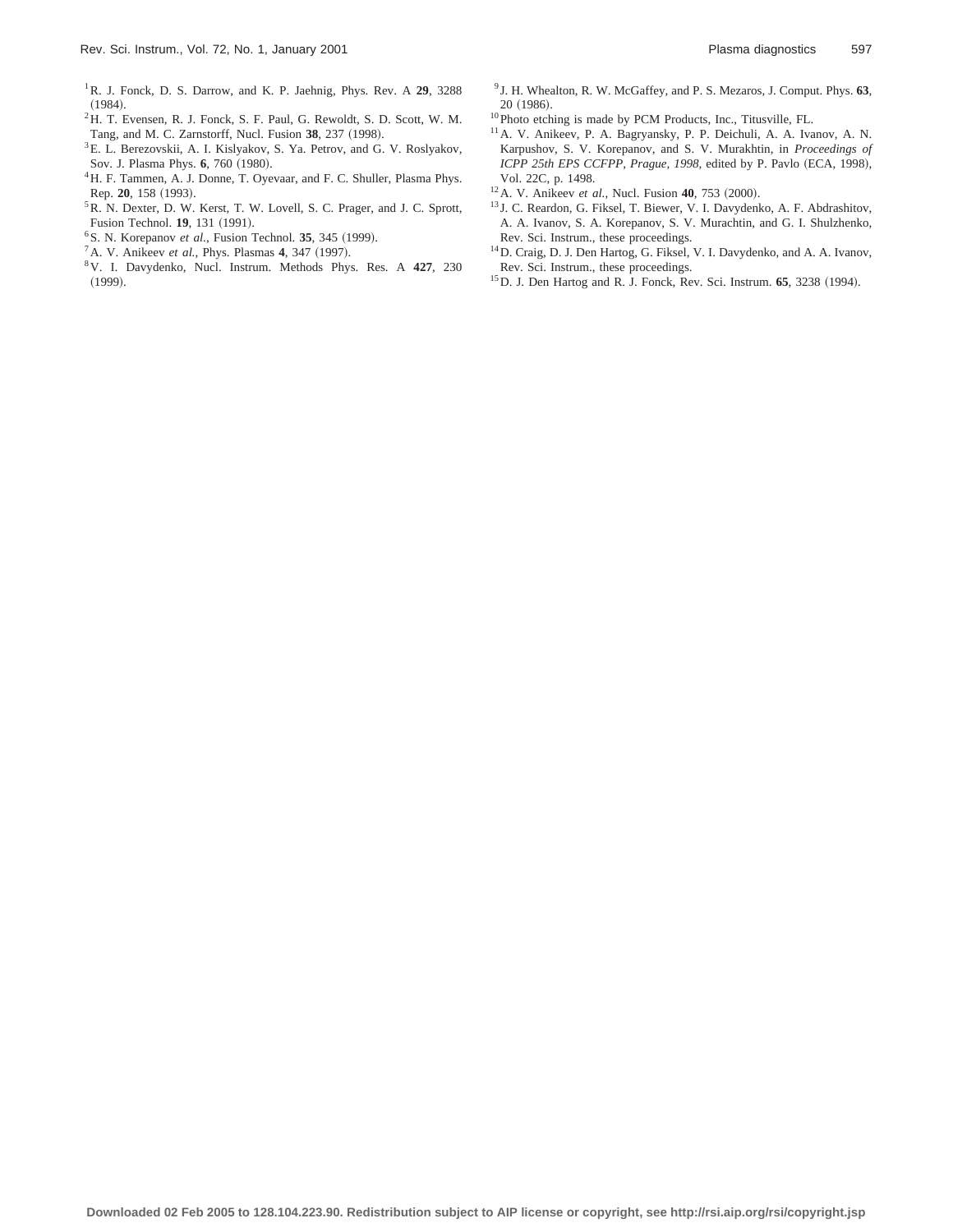[1] R. J. Fonck, D. S. Darrow, and K. P. Jaehnig, Phys. Rev. A **29**, 3288 (1984).

[2] H. T. Evensen, R. J. Fonck, S. F. Paul, G. Rewoldt, S. D. Scott, W. M. Tang, and M. C. Zarnstorff, Nucl. Fusion **38**, 237 (1998).

[3] E. L. Berezovskii, A. I. Kislyakov, S. Ya. Petrov, and G. V. Roslyakov, Sov. J. Plasma Phys. **6**, 760 (1980).

[4] H. F. Tammen, A. J. Donne, T. Oyevaar, and F. C. Shuller, Plasma Phys. Rep. **20**, 158 (1993).

[5] R. N. Dexter, D. W. Kerst, T. W. Lovell, S. C. Prager, and J. C. Sprott, Fusion Technol. **19**, 131 (1991).

[6] S. N. Korepanov *et al.*, Fusion Technol. **35**, 345 (1999).

[7] A. V. Anikeev *et al.*, Phys. Plasmas **4**, 347 (1997).

[8] V. I. Davydenko, Nucl. Instrum. Methods Phys. Res. A **427**, 230 (1999).

[9] J. H. Whealton, R. W. McGaffey, and P. S. Mezaros, J. Comput. Phys. **63**, 20 (1986).

[10] Photo etching is made by PCM Products, Inc., Titusville, FL.

[11] A. V. Anikeev, P. A. Bagryansky, P. P. Deichuli, A. A. Ivanov, A. N. Karpushov, S. V. Korepanov, and S. V. Murakhtin, in *Proceedings of ICPP 25th EPS CCFPP, Prague, 1998*, edited by P. Pavlo (ECA, 1998), Vol. 22C, p. 1498.

[12] A. V. Anikeev *et al.*, Nucl. Fusion **40**, 753 (2000).

[13] J. C. Reardon, G. Fiksel, T. Biewer, V. I. Davydenko, A. F. Abdrashitov, A. A. Ivanov, S. A. Korepanov, S. V. Murachtin, and G. I. Shulzhenko, Rev. Sci. Instrum., these proceedings.

[14] D. Craig, D. J. Den Hartog, G. Fiksel, V. I. Davydenko, and A. A. Ivanov, Rev. Sci. Instrum., these proceedings.

[15] D. J. Den Hartog and R. J. Fonck, Rev. Sci. Instrum. **65**, 3238 (1994).